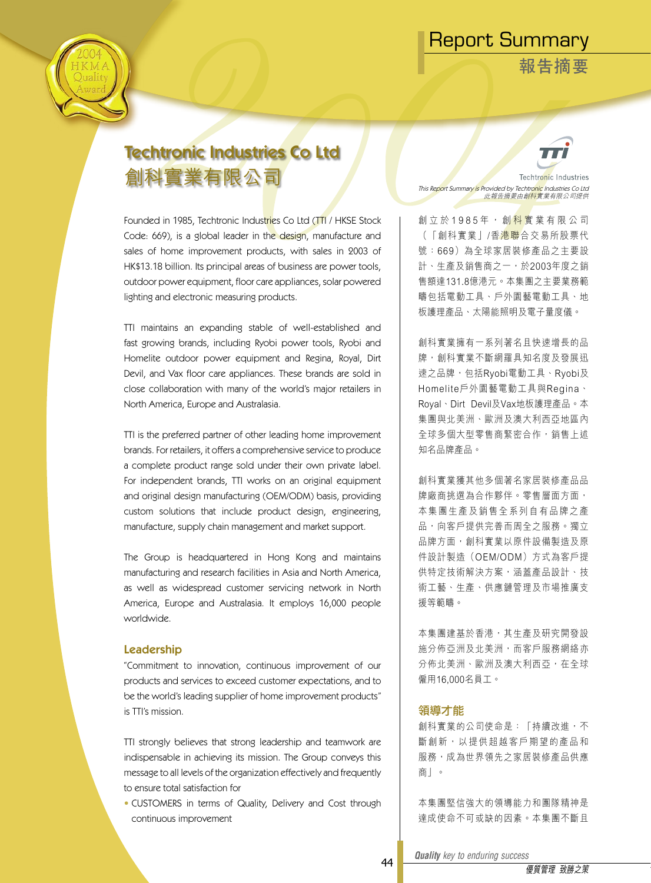# Report Summary
# 報告摘要

## Techtronic Industries Co Ltd
## 創科實業有限公司

*This Report Summary is Provided by Techtronic Industries Co Ltd*
*此報告摘要由創科實業有限公司提供*

Founded in 1985, Techtronic Industries Co Ltd (TTI / HKSE Stock Code: 669), is a global leader in the design, manufacture and sales of home improvement products, with sales in 2003 of HK$13.18 billion. Its principal areas of business are power tools, outdoor power equipment, floor care appliances, solar powered lighting and electronic measuring products.

TTI maintains an expanding stable of well-established and fast growing brands, including Ryobi power tools, Ryobi and Homelite outdoor power equipment and Regina, Royal, Dirt Devil, and Vax floor care appliances. These brands are sold in close collaboration with many of the world's major retailers in North America, Europe and Australasia.

TTI is the preferred partner of other leading home improvement brands. For retailers, it offers a comprehensive service to produce a complete product range sold under their own private label. For independent brands, TTI works on an original equipment and original design manufacturing (OEM/ODM) basis, providing custom solutions that include product design, engineering, manufacture, supply chain management and market support.

The Group is headquartered in Hong Kong and maintains manufacturing and research facilities in Asia and North America, as well as widespread customer servicing network in North America, Europe and Australasia. It employs 16,000 people worldwide.

### Leadership

"Commitment to innovation, continuous improvement of our products and services to exceed customer expectations, and to be the world's leading supplier of home improvement products" is TTI's mission.

TTI strongly believes that strong leadership and teamwork are indispensable in achieving its mission. The Group conveys this message to all levels of the organization effectively and frequently to ensure total satisfaction for

- CUSTOMERS in terms of Quality, Delivery and Cost through continuous improvement

創立於1985年，創科實業有限公司（「創科實業」/香港聯合交易所股票代號：669）為全球家居裝修產品之主要設計、生產及銷售商之一，於2003年度之銷售額達131.8億港元。本集團之主要業務範疇包括電動工具、戶外園藝電動工具、地板護理產品、太陽能照明及電子量度儀。

創科實業擁有一系列著名且快速增長的品牌，創科實業不斷網羅具知名度及發展迅速之品牌，包括Ryobi電動工具、Ryobi及Homelite戶外園藝電動工具與Regina、Royal、Dirt Devil及Vax地板護理產品。本集團與北美洲、歐洲及澳大利西亞地區內全球多個大型零售商緊密合作，銷售上述知名品牌產品。

創科實業獲其他多個著名家居裝修產品品牌廠商挑選為合作夥伴。零售層面方面，本集團生產及銷售全系列自有品牌之產品，向客戶提供完善而周全之服務。獨立品牌方面，創科實業以原件設備製造及原件設計製造（OEM/ODM）方式為客戶提供特定技術解決方案，涵蓋產品設計、技術工藝、生產、供應鏈管理及市場推廣支援等範疇。

本集團建基於香港，其生產及研究開發設施分佈亞洲及北美洲，而客戶服務網絡亦分佈北美洲、歐洲及澳大利西亞，在全球僱用16,000名員工。

### 領導才能

創科實業的公司使命是：「持續改進，不斷創新，以提供超越客戶期望的產品和服務，成為世界領先之家居裝修產品供應商」。

本集團堅信強大的領導能力和團隊精神是達成使命不可或缺的因素。本集團不斷且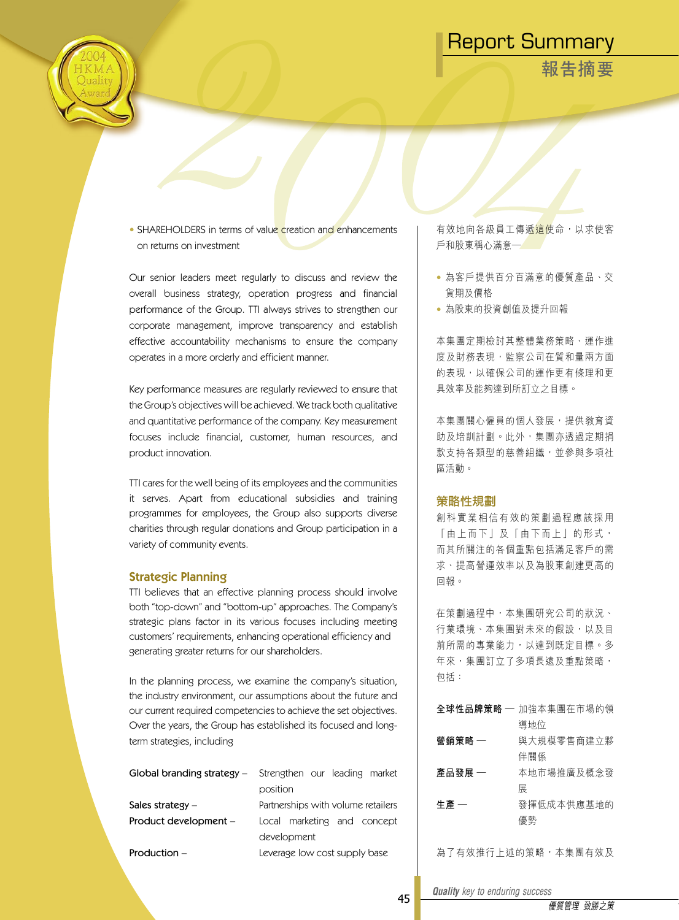- SHAREHOLDERS in terms of value creation and enhancements on returns on investment

Our senior leaders meet regularly to discuss and review the overall business strategy, operation progress and financial performance of the Group. TTI always strives to strengthen our corporate management, improve transparency and establish effective accountability mechanisms to ensure the company operates in a more orderly and efficient manner.

Key performance measures are regularly reviewed to ensure that the Group's objectives will be achieved. We track both qualitative and quantitative performance of the company. Key measurement focuses include financial, customer, human resources, and product innovation.

TTI cares for the well being of its employees and the communities it serves. Apart from educational subsidies and training programmes for employees, the Group also supports diverse charities through regular donations and Group participation in a variety of community events.

## Strategic Planning

TTI believes that an effective planning process should involve both "top-down" and "bottom-up" approaches. The Company's strategic plans factor in its various focuses including meeting customers' requirements, enhancing operational efficiency and generating greater returns for our shareholders.

In the planning process, we examine the company's situation, the industry environment, our assumptions about the future and our current required competencies to achieve the set objectives. Over the years, the Group has established its focused and long-term strategies, including

| | |
|---|---|
| Global branding strategy – | Strengthen our leading market position |
| Sales strategy – | Partnerships with volume retailers |
| Product development – | Local marketing and concept development |
| Production – | Leverage low cost supply base |

有效地向各級員工傳遞這使命，以求使客戶和股東稱心滿意—

- 為客戶提供百分百滿意的優質產品、交貨期及價格
- 為股東的投資創值及提升回報

本集團定期檢討其整體業務策略、運作進度及財務表現，監察公司在質和量兩方面的表現，以確保公司的運作更有條理和更具效率及能夠達到所訂立之目標。

本集團關心僱員的個人發展，提供教育資助及培訓計劃。此外，集團亦透過定期捐款支持各類型的慈善組織，並參與多項社區活動。

## 策略性規劃

創科實業相信有效的策劃過程應該採用「由上而下」及「由下而上」的形式，而其所關注的各個重點包括滿足客戶的需求、提高營運效率以及為股東創建更高的回報。

在策劃過程中，本集團研究公司的狀況、行業環境、本集團對未來的假設，以及目前所需的專業能力，以達到既定目標。多年來，集團訂立了多項長遠及重點策略，包括：

| | |
|---|---|
| **全球性品牌策略** — | 加強本集團在市場的領導地位 |
| **營銷策略** — | 與大規模零售商建立夥伴關係 |
| **產品發展** — | 本地市場推廣及概念發展 |
| **生產** — | 發揮低成本供應基地的優勢 |

為了有效推行上述的策略，本集團有效及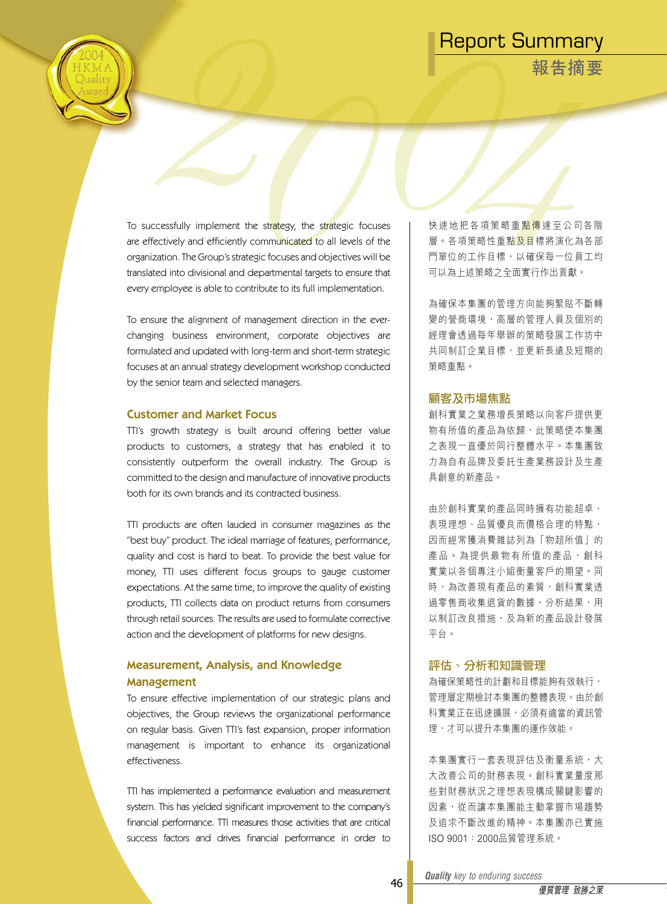# Report Summary
# 報告摘要

To successfully implement the strategy, the strategic focuses are effectively and efficiently communicated to all levels of the organization. The Group's strategic focuses and objectives will be translated into divisional and departmental targets to ensure that every employee is able to contribute to its full implementation.

To ensure the alignment of management direction in the ever-changing business environment, corporate objectives are formulated and updated with long-term and short-term strategic focuses at an annual strategy development workshop conducted by the senior team and selected managers.

## Customer and Market Focus

TTI's growth strategy is built around offering better value products to customers, a strategy that has enabled it to consistently outperform the overall industry. The Group is committed to the design and manufacture of innovative products both for its own brands and its contracted business.

TTI products are often lauded in consumer magazines as the "best buy" product. The ideal marriage of features, performance, quality and cost is hard to beat. To provide the best value for money, TTI uses different focus groups to gauge customer expectations. At the same time, to improve the quality of existing products, TTI collects data on product returns from consumers through retail sources. The results are used to formulate corrective action and the development of platforms for new designs.

## Measurement, Analysis, and Knowledge Management

To ensure effective implementation of our strategic plans and objectives, the Group reviews the organizational performance on regular basis. Given TTI's fast expansion, proper information management is important to enhance its organizational effectiveness.

TTI has implemented a performance evaluation and measurement system. This has yielded significant improvement to the company's financial performance. TTI measures those activities that are critical success factors and drives financial performance in order to

快速地把各項策略重點傳達至公司各階層。各項策略性重點及目標將演化為各部門單位的工作目標，以確保每一位員工均可以為上述策略之全面實行作出貢獻。

為確保本集團的管理方向能夠緊貼不斷轉變的營商環境，高層的管理人員及個別的經理會透過每年舉辦的策略發展工作坊中共同制訂企業目標，並更新長遠及短期的策略重點。

## 顧客及市場焦點

創科實業之業務增長策略以向客戶提供更物有所值的產品為依歸，此策略使本集團之表現一直優於同行整體水平。本集團致力為自有品牌及委託生產業務設計及生產具創意的新產品。

由於創科實業的產品同時擁有功能超卓、表現理想、品質優良而價格合理的特點，因而經常獲消費雜誌列為「物超所值」的產品。為提供最物有所值的產品，創科實業以各個專注小組衡量客戶的期望。同時，為改善現有產品的素質，創科實業透過零售商收集退貨的數據，分析結果，用以制訂改良措施，及為新的產品設計發展平台。

## 評估、分析和知識管理

為確保策略性的計劃和目標能夠有效執行，管理層定期檢討本集團的整體表現。由於創科實業正在迅速擴展，必須有適當的資訊管理，才可以提升本集團的運作效能。

本集團實行一套表現評估及衡量系統，大大改善公司的財務表現。創科實業量度那些對財務狀況之理想表現構成關鍵影響的因素，從而讓本集團能主動掌握市場趨勢及追求不斷改進的精神。本集團亦已實施ISO 9001：2000品質管理系統。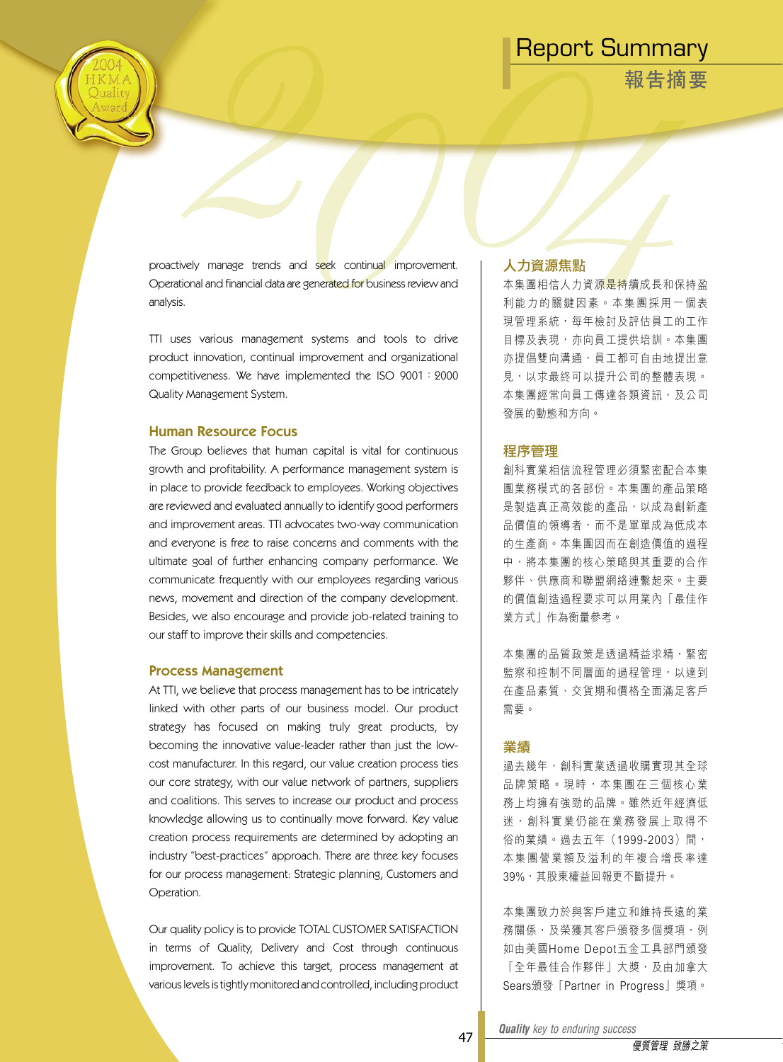proactively manage trends and seek continual improvement. Operational and financial data are generated for business review and analysis.

TTI uses various management systems and tools to drive product innovation, continual improvement and organizational competitiveness. We have implemented the ISO 9001 : 2000 Quality Management System.

### Human Resource Focus

The Group believes that human capital is vital for continuous growth and profitability. A performance management system is in place to provide feedback to employees. Working objectives are reviewed and evaluated annually to identify good performers and improvement areas. TTI advocates two-way communication and everyone is free to raise concerns and comments with the ultimate goal of further enhancing company performance. We communicate frequently with our employees regarding various news, movement and direction of the company development. Besides, we also encourage and provide job-related training to our staff to improve their skills and competencies.

### Process Management

At TTI, we believe that process management has to be intricately linked with other parts of our business model. Our product strategy has focused on making truly great products, by becoming the innovative value-leader rather than just the low-cost manufacturer. In this regard, our value creation process ties our core strategy, with our value network of partners, suppliers and coalitions. This serves to increase our product and process knowledge allowing us to continually move forward. Key value creation process requirements are determined by adopting an industry "best-practices" approach. There are three key focuses for our process management: Strategic planning, Customers and Operation.

Our quality policy is to provide TOTAL CUSTOMER SATISFACTION in terms of Quality, Delivery and Cost through continuous improvement. To achieve this target, process management at various levels is tightly monitored and controlled, including product

### 人力資源焦點

本集團相信人力資源是持續成長和保持盈利能力的關鍵因素。本集團採用一個表現管理系統，每年檢討及評估員工的工作目標及表現，亦向員工提供培訓。本集團亦提倡雙向溝通，員工都可自由地提出意見，以求最終可以提升公司的整體表現。本集團經常向員工傳達各類資訊，及公司發展的動態和方向。

### 程序管理

創科實業相信流程管理必須緊密配合本集團業務模式的各部份。本集團的產品策略是製造真正高效能的產品，以成為創新產品價值的領導者，而不是單單成為低成本的生產商。本集團因而在創造價值的過程中，將本集團的核心策略與其重要的合作夥伴、供應商和聯盟網絡連繫起來。主要的價值創造過程要求可以用業內「最佳作業方式」作為衡量參考。

本集團的品質政策是透過精益求精，緊密監察和控制不同層面的過程管理，以達到在產品素質、交貨期和價格全面滿足客戶需要。

### 業績

過去幾年，創科實業透過收購實現其全球品牌策略。現時，本集團在三個核心業務上均擁有強勁的品牌。雖然近年經濟低迷，創科實業仍能在業務發展上取得不俗的業績。過去五年（1999-2003）間，本集團營業額及溢利的年複合增長率達39%，其股東權益回報更不斷提升。

本集團致力於與客戶建立和維持長遠的業務關係，及榮獲其客戶頒發多個獎項，例如由美國Home Depot五金工具部門頒發「全年最佳合作夥伴」大獎，及由加拿大Sears頒發「Partner in Progress」獎項。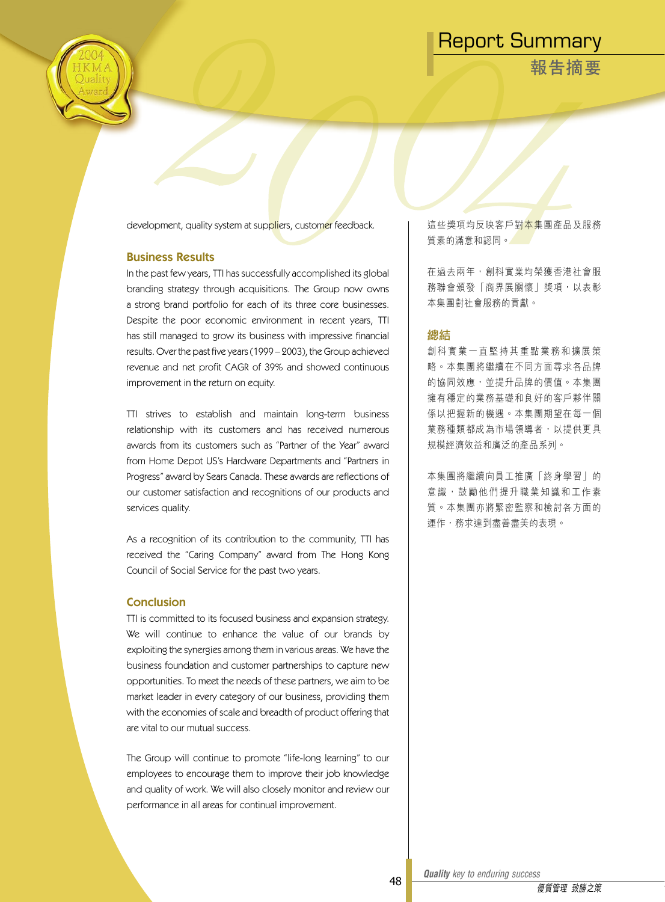development, quality system at suppliers, customer feedback.

### Business Results

In the past few years, TTI has successfully accomplished its global branding strategy through acquisitions. The Group now owns a strong brand portfolio for each of its three core businesses. Despite the poor economic environment in recent years, TTI has still managed to grow its business with impressive financial results. Over the past five years (1999 – 2003), the Group achieved revenue and net profit CAGR of 39% and showed continuous improvement in the return on equity.

TTI strives to establish and maintain long-term business relationship with its customers and has received numerous awards from its customers such as "Partner of the Year" award from Home Depot US's Hardware Departments and "Partners in Progress" award by Sears Canada. These awards are reflections of our customer satisfaction and recognitions of our products and services quality.

As a recognition of its contribution to the community, TTI has received the "Caring Company" award from The Hong Kong Council of Social Service for the past two years.

### Conclusion

TTI is committed to its focused business and expansion strategy. We will continue to enhance the value of our brands by exploiting the synergies among them in various areas. We have the business foundation and customer partnerships to capture new opportunities. To meet the needs of these partners, we aim to be market leader in every category of our business, providing them with the economies of scale and breadth of product offering that are vital to our mutual success.

The Group will continue to promote "life-long learning" to our employees to encourage them to improve their job knowledge and quality of work. We will also closely monitor and review our performance in all areas for continual improvement.

這些獎項均反映客戶對本集團產品及服務質素的滿意和認同。

在過去兩年，創科實業均榮獲香港社會服務聯會頒發「商界展關懷」獎項，以表彰本集團對社會服務的貢獻。

### 總結

創科實業一直堅持其重點業務和擴展策略。本集團將繼續在不同方面尋求各品牌的協同效應，並提升品牌的價值。本集團擁有穩定的業務基礎和良好的客戶夥伴關係以把握新的機遇。本集團期望在每一個業務種類都成為市場領導者，以提供更具規模經濟效益和廣泛的產品系列。

本集團將繼續向員工推廣「終身學習」的意識，鼓勵他們提升職業知識和工作素質。本集團亦將緊密監察和檢討各方面的運作，務求達到盡善盡美的表現。